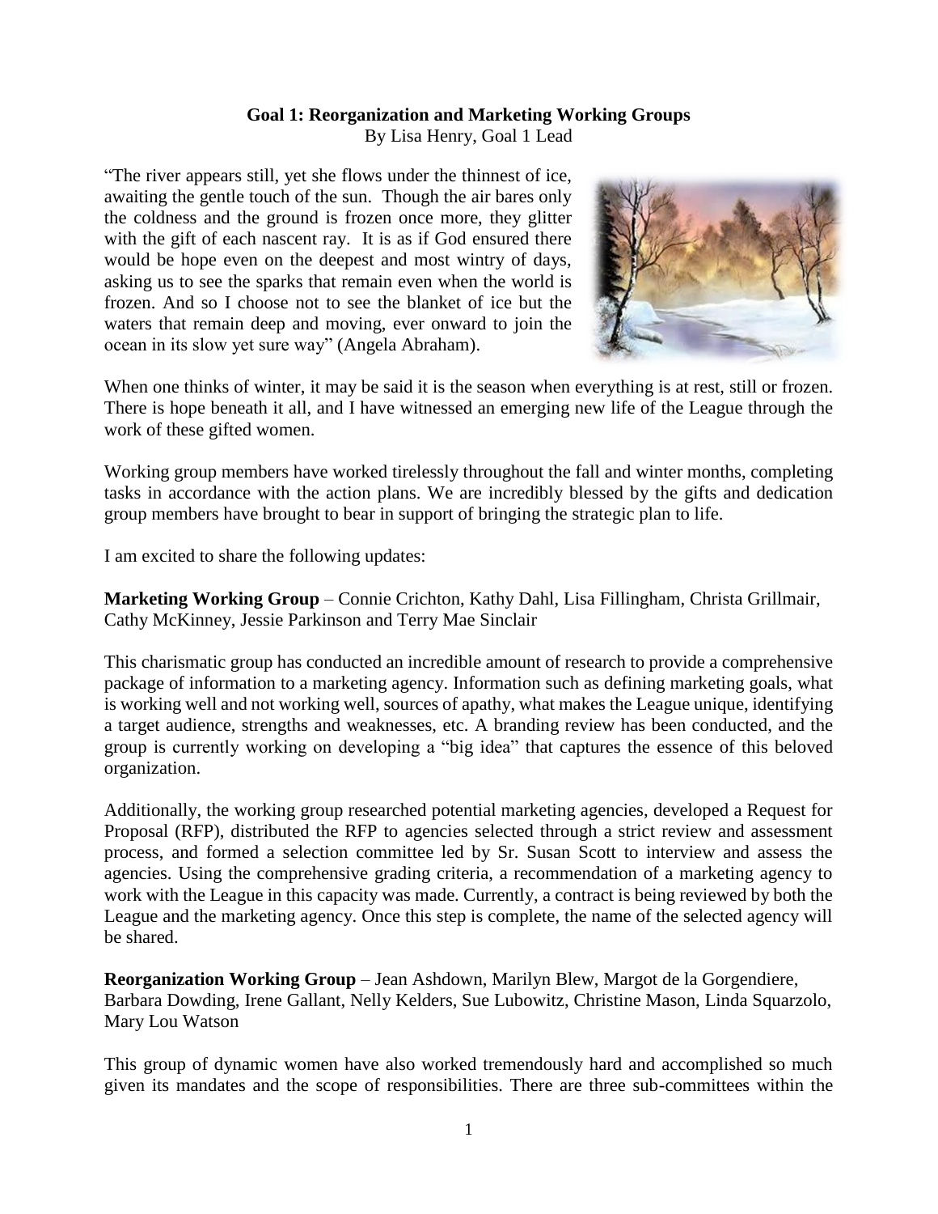**Goal 1: Reorganization and Marketing Working Groups**

By Lisa Henry, Goal 1 Lead

"The river appears still, yet she flows under the thinnest of ice, awaiting the gentle touch of the sun. Though the air bares only the coldness and the ground is frozen once more, they glitter with the gift of each nascent ray. It is as if God ensured there would be hope even on the deepest and most wintry of days, asking us to see the sparks that remain even when the world is frozen. And so I choose not to see the blanket of ice but the waters that remain deep and moving, ever onward to join the ocean in its slow yet sure way" (Angela Abraham).

When one thinks of winter, it may be said it is the season when everything is at rest, still or frozen. There is hope beneath it all, and I have witnessed an emerging new life of the League through the work of these gifted women.

Working group members have worked tirelessly throughout the fall and winter months, completing tasks in accordance with the action plans. We are incredibly blessed by the gifts and dedication group members have brought to bear in support of bringing the strategic plan to life.

I am excited to share the following updates:

**Marketing Working Group** – Connie Crichton, Kathy Dahl, Lisa Fillingham, Christa Grillmair, Cathy McKinney, Jessie Parkinson and Terry Mae Sinclair

This charismatic group has conducted an incredible amount of research to provide a comprehensive package of information to a marketing agency. Information such as defining marketing goals, what is working well and not working well, sources of apathy, what makes the League unique, identifying a target audience, strengths and weaknesses, etc. A branding review has been conducted, and the group is currently working on developing a "big idea" that captures the essence of this beloved organization.

Additionally, the working group researched potential marketing agencies, developed a Request for Proposal (RFP), distributed the RFP to agencies selected through a strict review and assessment process, and formed a selection committee led by Sr. Susan Scott to interview and assess the agencies. Using the comprehensive grading criteria, a recommendation of a marketing agency to work with the League in this capacity was made. Currently, a contract is being reviewed by both the League and the marketing agency. Once this step is complete, the name of the selected agency will be shared.

**Reorganization Working Group** – Jean Ashdown, Marilyn Blew, Margot de la Gorgendiere, Barbara Dowding, Irene Gallant, Nelly Kelders, Sue Lubowitz, Christine Mason, Linda Squarzolo, Mary Lou Watson

This group of dynamic women have also worked tremendously hard and accomplished so much given its mandates and the scope of responsibilities. There are three sub-committees within the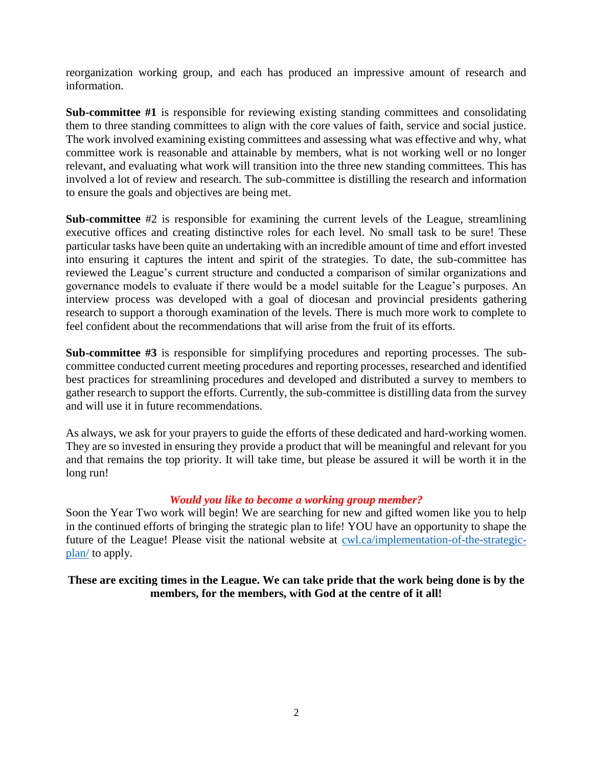reorganization working group, and each has produced an impressive amount of research and information.

**Sub-committee #1** is responsible for reviewing existing standing committees and consolidating them to three standing committees to align with the core values of faith, service and social justice. The work involved examining existing committees and assessing what was effective and why, what committee work is reasonable and attainable by members, what is not working well or no longer relevant, and evaluating what work will transition into the three new standing committees. This has involved a lot of review and research. The sub-committee is distilling the research and information to ensure the goals and objectives are being met.

**Sub-committee** #2 is responsible for examining the current levels of the League, streamlining executive offices and creating distinctive roles for each level. No small task to be sure! These particular tasks have been quite an undertaking with an incredible amount of time and effort invested into ensuring it captures the intent and spirit of the strategies. To date, the sub-committee has reviewed the League's current structure and conducted a comparison of similar organizations and governance models to evaluate if there would be a model suitable for the League's purposes. An interview process was developed with a goal of diocesan and provincial presidents gathering research to support a thorough examination of the levels. There is much more work to complete to feel confident about the recommendations that will arise from the fruit of its efforts.

**Sub-committee #3** is responsible for simplifying procedures and reporting processes. The sub-committee conducted current meeting procedures and reporting processes, researched and identified best practices for streamlining procedures and developed and distributed a survey to members to gather research to support the efforts. Currently, the sub-committee is distilling data from the survey and will use it in future recommendations.

As always, we ask for your prayers to guide the efforts of these dedicated and hard-working women. They are so invested in ensuring they provide a product that will be meaningful and relevant for you and that remains the top priority. It will take time, but please be assured it will be worth it in the long run!

***Would you like to become a working group member?***

Soon the Year Two work will begin! We are searching for new and gifted women like you to help in the continued efforts of bringing the strategic plan to life! YOU have an opportunity to shape the future of the League! Please visit the national website at cwl.ca/implementation-of-the-strategic-plan/ to apply.

**These are exciting times in the League. We can take pride that the work being done is by the members, for the members, with God at the centre of it all!**